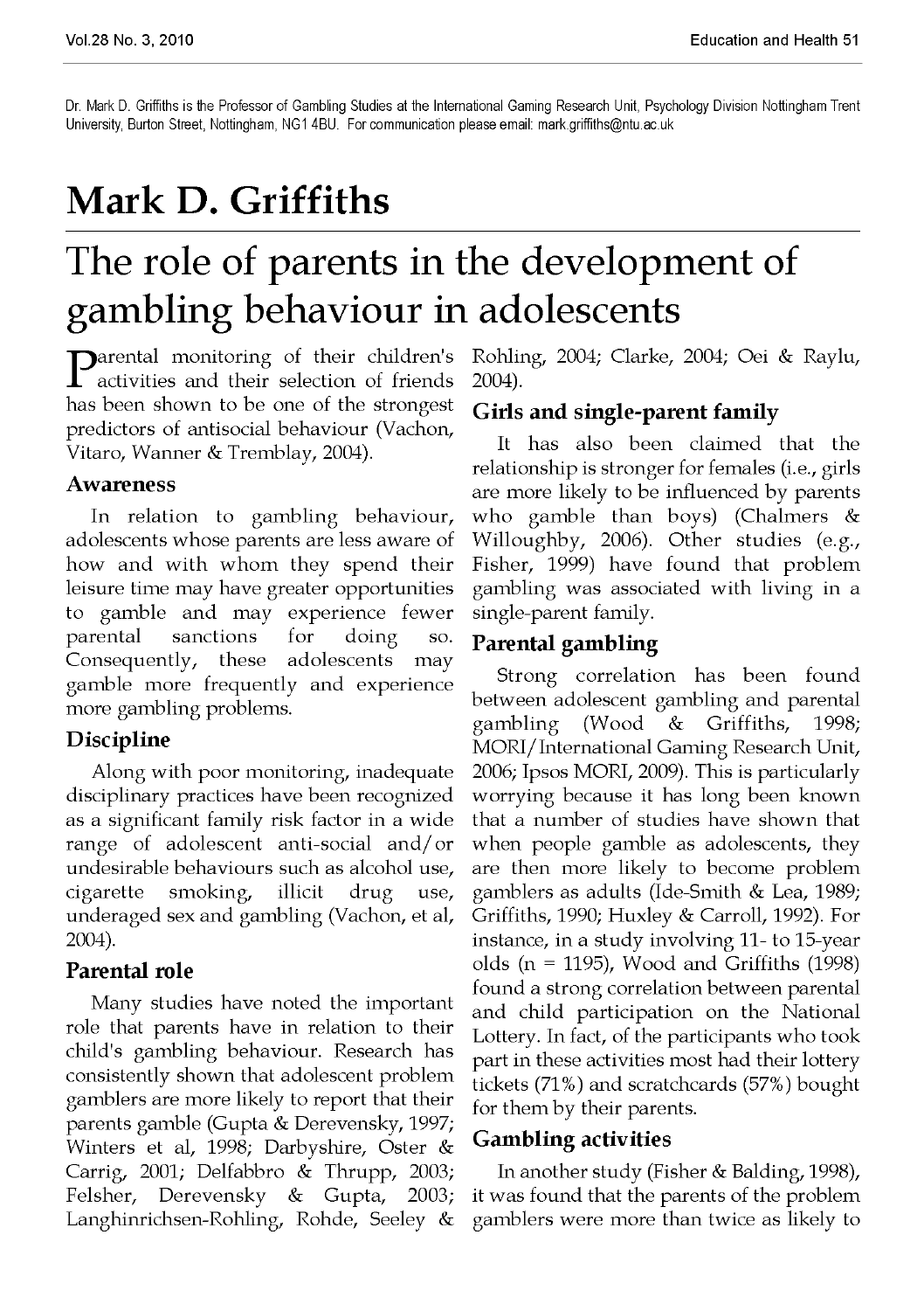Dr. Mark D. Griffiths is the Professor of Gambling Studies at the International Gaming Research Unit, Psychology Division Nottingham Trent University, Burton Street, Nottingham, NG1 4BU. For communication please email: mark.griffiths@ntu.ac.uk

# Mark D. Griffiths

# The role of parents in the development of gambling behaviour in adolescents

Parental monitoring of their children's activities and their selection of friends has been shown to be one of the strongest predictors of antisocial behaviour (Vachon, Vitaro, Wanner & Tremblay, 2004).

## Awareness

In relation to gambling behaviour, adolescents whose parents are less aware of how and with whom they spend their leisure time may have greater opportunities to gamble and may experience fewer parental sanctions for doing so. Consequently, these adolescents may gamble more frequently and experience more gambling problems.

## Discipline

Along with poor monitoring, inadequate disciplinary practices have been recognized as a significant family risk factor in a wide range of adolescent anti-social and/or undesirable behaviours such as alcohol use, cigarette smoking, illicit drug use, underaged sex and gambling (Vachon, et al, 2004).

## Parental role

Many studies have noted the important role that parents have in relation to their child's gambling behaviour. Research has consistently shown that adolescent problem gamblers are more likely to report that their parents gamble (Gupta & Derevensky, 1997; Winters et al, 1998; Darbyshire, Oster & Carrig, 2001; Delfabbro & Thrupp, 2003; Felsher, Derevensky & Gupta, 2003; Langhinrichsen-Rohling, Rohde, Seeley & Rohling, 2004; Clarke, 2004; Oei & Raylu, 2004).

## Girls and single-parent family

It has also been claimed that the relationship is stronger for females (i.e., girls are more likely to be influenced by parents who gamble than boys) (Chalmers & Willoughby, 2006). Other studies (e.g., Fisher, 1999) have found that problem gambling was associated with living in a single-parent family.

## Parental gambling

Strong correlation has been found between adolescent gambling and parental gambling (Wood & Griffiths, 1998; MORI/International Gaming Research Unit, 2006; Ipsos MORI, 2009). This is particularly worrying because it has long been known that a number of studies have shown that when people gamble as adolescents, they are then more likely to become problem gamblers as adults (Ide-Smith & Lea, 1989; Griffiths, 1990; Huxley & Carroll, 1992). For instance, in a study involving 11- to 15-year olds (n = 1195), Wood and Griffiths (1998) found a strong correlation between parental and child participation on the National Lottery. In fact, of the participants who took part in these activities most had their lottery tickets (71%) and scratchcards (57%) bought for them by their parents.

## Gambling activities

In another study (Fisher & Balding, 1998), it was found that the parents of the problem gamblers were more than twice as likely to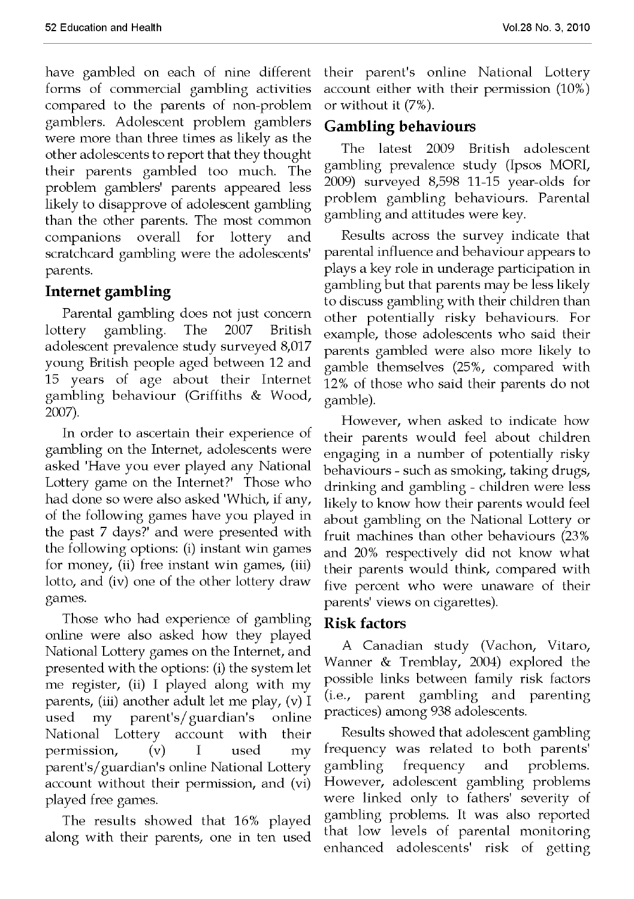have gambled on each of nine different forms of commercial gambling activities compared to the parents of non-problem gamblers. Adolescent problem gamblers were more than three times as likely as the other adolescents to report that they thought their parents gambled too much. The problem gamblers' parents appeared less likely to disapprove of adolescent gambling than the other parents. The most common companions overall for lottery and scratchcard gambling were the adolescents' parents.

## Internet gambling

Parental gambling does not just concern lottery gambling. The 2007 British adolescent prevalence study surveyed 8,017 young British people aged between 12 and 15 years of age about their Internet gambling behaviour (Griffiths & Wood, 2007).

In order to ascertain their experience of gambling on the Internet, adolescents were asked 'Have you ever played any National Lottery game on the Internet?' Those who had done so were also asked 'Which, if any, of the following games have you played in the past 7 days?' and were presented with the following options: (i) instant win games for money, (ii) free instant win games, (iii) lotto, and (iv) one of the other lottery draw games.

Those who had experience of gambling online were also asked how they played National Lottery games on the Internet, and presented with the options: (i) the system let me register, (ii) I played along with my parents, (iii) another adult let me play, (v) I used my parent's/guardian's online National Lottery account with their permission, (v) I used my parent's/guardian's online National Lottery account without their permission, and (vi) played free games.

The results showed that 16% played along with their parents, one in ten used their parent's online National Lottery account either with their permission (10%) or without it (7%).

## Gambling behaviours

The latest 2009 British adolescent gambling prevalence study (Ipsos MORI, 2009) surveyed 8,598 11-15 year-olds for problem gambling behaviours. Parental gambling and attitudes were key.

Results across the survey indicate that parental influence and behaviour appears to plays a key role in underage participation in gambling but that parents may be less likely to discuss gambling with their children than other potentially risky behaviours. For example, those adolescents who said their parents gambled were also more likely to gamble themselves (25%, compared with 12% of those who said their parents do not gamble).

However, when asked to indicate how their parents would feel about children engaging in a number of potentially risky behaviours - such as smoking, taking drugs, drinking and gambling - children were less likely to know how their parents would feel about gambling on the National Lottery or fruit machines than other behaviours (23% and 20% respectively did not know what their parents would think, compared with five percent who were unaware of their parents' views on cigarettes).

## Risk factors

A Canadian study (Vachon, Vitaro, Wanner & Tremblay, 2004) explored the possible links between family risk factors (i.e., parent gambling and parenting practices) among 938 adolescents.

Results showed that adolescent gambling frequency was related to both parents' gambling frequency and problems. However, adolescent gambling problems were linked only to fathers' severity of gambling problems. It was also reported that low levels of parental monitoring enhanced adolescents' risk of getting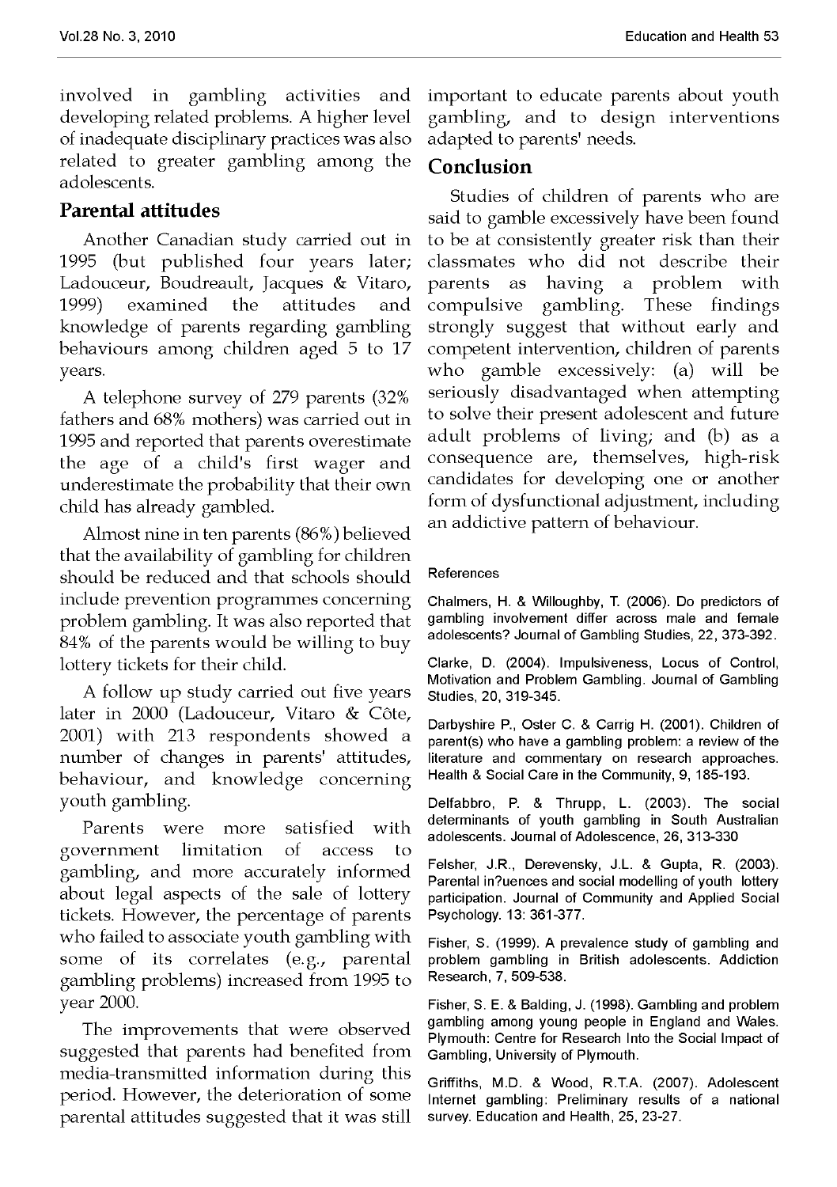involved in gambling activities and developing related problems. A higher level of inadequate disciplinary practices was also related to greater gambling among the adolescents.

## Parental attitudes

Another Canadian study carried out in 1995 (but published four years later; Ladouceur, Boudreault, Jacques & Vitaro, 1999) examined the attitudes and knowledge of parents regarding gambling behaviours among children aged 5 to 17 years.

A telephone survey of 279 parents (32% fathers and 68% mothers) was carried out in 1995 and reported that parents overestimate the age of a child's first wager and underestimate the probability that their own child has already gambled.

Almost nine in ten parents (86%) believed that the availability of gambling for children should be reduced and that schools should include prevention programmes concerning problem gambling. It was also reported that 84% of the parents would be willing to buy lottery tickets for their child.

A follow up study carried out five years later in 2000 (Ladouceur, Vitaro & Côte, 2001) with 213 respondents showed a number of changes in parents' attitudes, behaviour, and knowledge concerning youth gambling.

Parents were more satisfied with government limitation of access to gambling, and more accurately informed about legal aspects of the sale of lottery tickets. However, the percentage of parents who failed to associate youth gambling with some of its correlates (e.g., parental gambling problems) increased from 1995 to year 2000.

The improvements that were observed suggested that parents had benefited from media-transmitted information during this period. However, the deterioration of some parental attitudes suggested that it was still important to educate parents about youth gambling, and to design interventions adapted to parents' needs.

## Conclusion

Studies of children of parents who are said to gamble excessively have been found to be at consistently greater risk than their classmates who did not describe their parents as having a problem with compulsive gambling. These findings strongly suggest that without early and competent intervention, children of parents who gamble excessively: (a) will be seriously disadvantaged when attempting to solve their present adolescent and future adult problems of living; and (b) as a consequence are, themselves, high-risk candidates for developing one or another form of dysfunctional adjustment, including an addictive pattern of behaviour.

### References

Chalmers, H. & Willoughby, T. (2006). Do predictors of gambling involvement differ across male and female adolescents? Journal of Gambling Studies, 22, 373-392.

Clarke, D. (2004). Impulsiveness, Locus of Control, Motivation and Problem Gambling. Journal of Gambling Studies, 20, 319-345.

Darbyshire P., Oster C. & Carrig H. (2001). Children of parent(s) who have a gambling problem: a review of the literature and commentary on research approaches. Health & Social Care in the Community, 9, 185-193.

Delfabbro, P. & Thrupp, L. (2003). The social determinants of youth gambling in South Australian adolescents. Journal of Adolescence, 26, 313-330

Felsher, J.R., Derevensky, J.L. & Gupta, R. (2003). Parental in?uences and social modelling of youth lottery participation. Journal of Community and Applied Social Psychology. 13: 361-377.

Fisher, S. (1999). A prevalence study of gambling and problem gambling in British adolescents. Addiction Research, 7, 509-538.

Fisher, S. E. & Balding, J. (1998). Gambling and problem gambling among young people in England and Wales. Plymouth: Centre for Research Into the Social Impact of Gambling, University of Plymouth.

Griffiths, M.D. & Wood, R.T.A. (2007). Adolescent Internet gambling: Preliminary results of a national survey. Education and Health, 25, 23-27.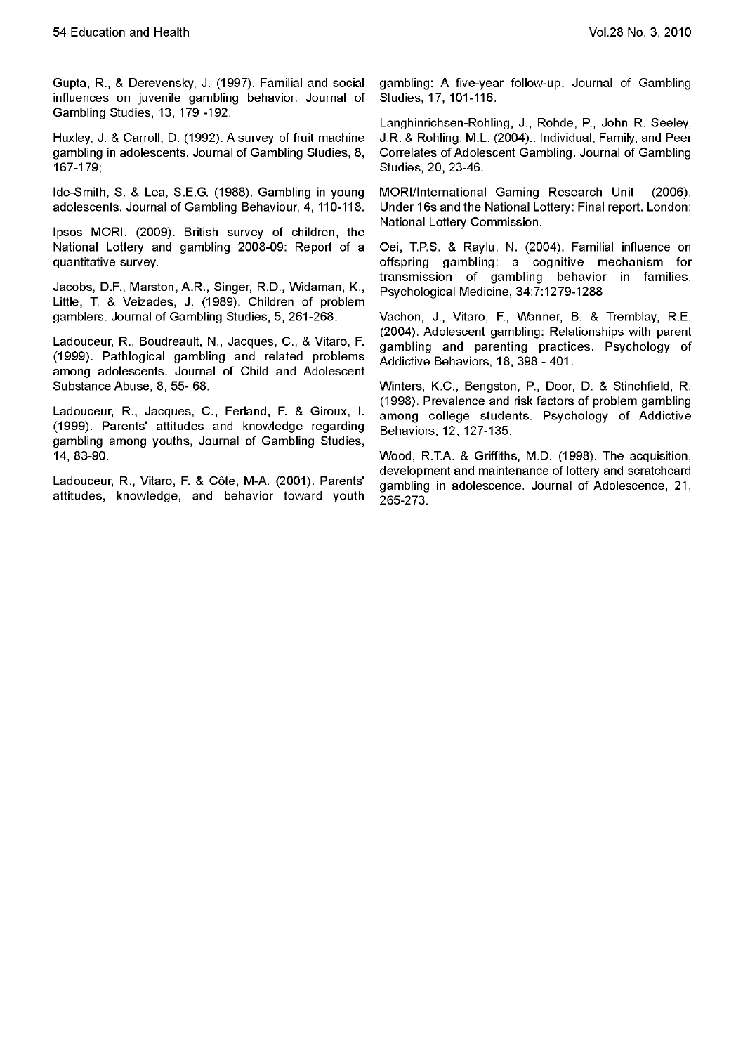Gupta, R., & Derevensky, J. (1997). Familial and social influences on juvenile gambling behavior. Journal of Gambling Studies, 13, 179 -192.

Huxley, J. & Carroll, D. (1992). A survey of fruit machine gambling in adolescents. Journal of Gambling Studies, 8, 167-179;

Ide-Smith, S. & Lea, S.E.G. (1988). Gambling in young adolescents. Journal of Gambling Behaviour, 4, 110-118.

Ipsos MORI. (2009). British survey of children, the National Lottery and gambling 2008-09: Report of a quantitative survey.

Jacobs, D.F., Marston, A.R., Singer, R.D., Widaman, K., Little, T. & Veizades, J. (1989). Children of problem gamblers. Journal of Gambling Studies, 5, 261-268.

Ladouceur, R., Boudreault, N., Jacques, C., & Vitaro, F. (1999). Pathlogical gambling and related problems among adolescents. Journal of Child and Adolescent Substance Abuse, 8, 55- 68.

Ladouceur, R., Jacques, C., Ferland, F. & Giroux, I. (1999). Parents' attitudes and knowledge regarding gambling among youths, Journal of Gambling Studies, 14, 83-90.

Ladouceur, R., Vitaro, F. & Côte, M-A. (2001). Parents' attitudes, knowledge, and behavior toward youth gambling: A five-year follow-up. Journal of Gambling Studies, 17, 101-116.

Langhinrichsen-Rohling, J., Rohde, P., John R. Seeley, J.R. & Rohling, M.L. (2004).. Individual, Family, and Peer Correlates of Adolescent Gambling. Journal of Gambling Studies, 20, 23-46.

MORI/International Gaming Research Unit (2006). Under 16s and the National Lottery: Final report. London: National Lottery Commission.

Oei, T.P.S. & Raylu, N. (2004). Familial influence on offspring gambling: a cognitive mechanism for transmission of gambling behavior in families. Psychological Medicine, 34:7:1279-1288

Vachon, J., Vitaro, F., Wanner, B. & Tremblay, R.E. (2004). Adolescent gambling: Relationships with parent gambling and parenting practices. Psychology of Addictive Behaviors, 18, 398 - 401.

Winters, K.C., Bengston, P., Door, D. & Stinchfield, R. (1998). Prevalence and risk factors of problem gambling among college students. Psychology of Addictive Behaviors, 12, 127-135.

Wood, R.T.A. & Griffiths, M.D. (1998). The acquisition, development and maintenance of lottery and scratchcard gambling in adolescence. Journal of Adolescence, 21, 265-273.